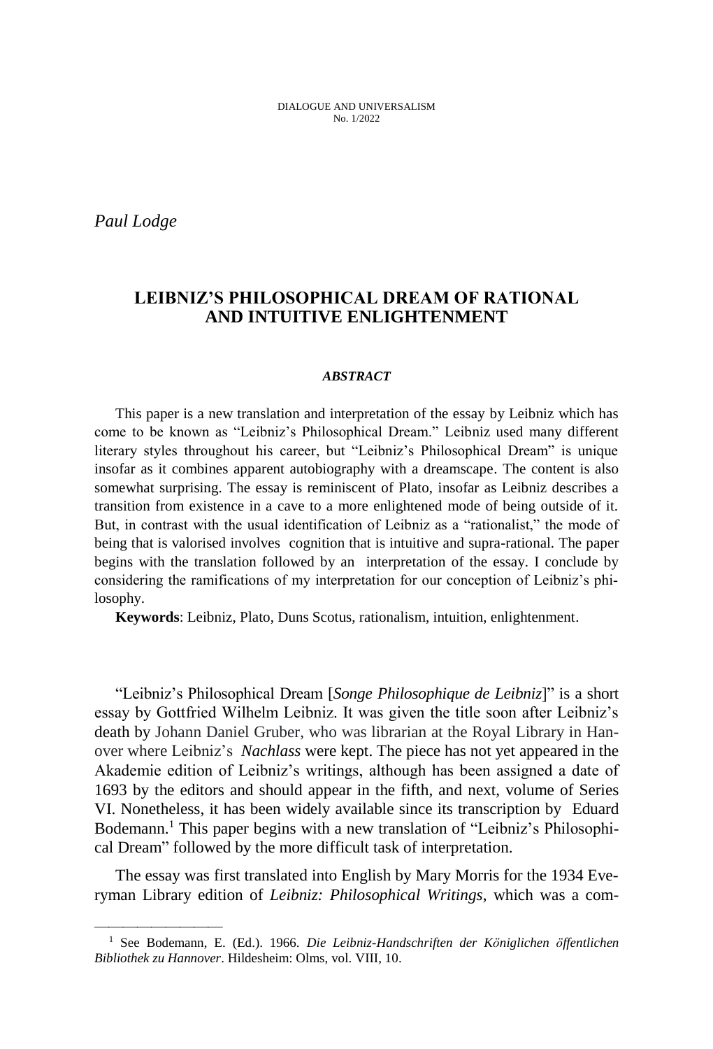*Paul Lodge*

# LEIBNIZ'S PHILOSOPHICAL DREAM OF RATIONAL AND INTUITIVE ENLIGHTENMENT

***ABSTRACT***

This paper is a new translation and interpretation of the essay by Leibniz which has come to be known as "Leibniz's Philosophical Dream." Leibniz used many different literary styles throughout his career, but "Leibniz's Philosophical Dream" is unique insofar as it combines apparent autobiography with a dreamscape. The content is also somewhat surprising. The essay is reminiscent of Plato, insofar as Leibniz describes a transition from existence in a cave to a more enlightened mode of being outside of it. But, in contrast with the usual identification of Leibniz as a "rationalist," the mode of being that is valorised involves cognition that is intuitive and supra-rational. The paper begins with the translation followed by an interpretation of the essay. I conclude by considering the ramifications of my interpretation for our conception of Leibniz's philosophy.

**Keywords**: Leibniz, Plato, Duns Scotus, rationalism, intuition, enlightenment.

"Leibniz's Philosophical Dream [*Songe Philosophique de Leibniz*]" is a short essay by Gottfried Wilhelm Leibniz. It was given the title soon after Leibniz's death by Johann Daniel Gruber, who was librarian at the Royal Library in Hanover where Leibniz's *Nachlass* were kept. The piece has not yet appeared in the Akademie edition of Leibniz's writings, although has been assigned a date of 1693 by the editors and should appear in the fifth, and next, volume of Series VI. Nonetheless, it has been widely available since its transcription by Eduard Bodemann.[1] This paper begins with a new translation of "Leibniz's Philosophical Dream" followed by the more difficult task of interpretation.

The essay was first translated into English by Mary Morris for the 1934 Everyman Library edition of *Leibniz: Philosophical Writings*, which was a com-

[1] See Bodemann, E. (Ed.). 1966. *Die Leibniz-Handschriften der Königlichen öffentlichen Bibliothek zu Hannover*. Hildesheim: Olms, vol. VIII, 10.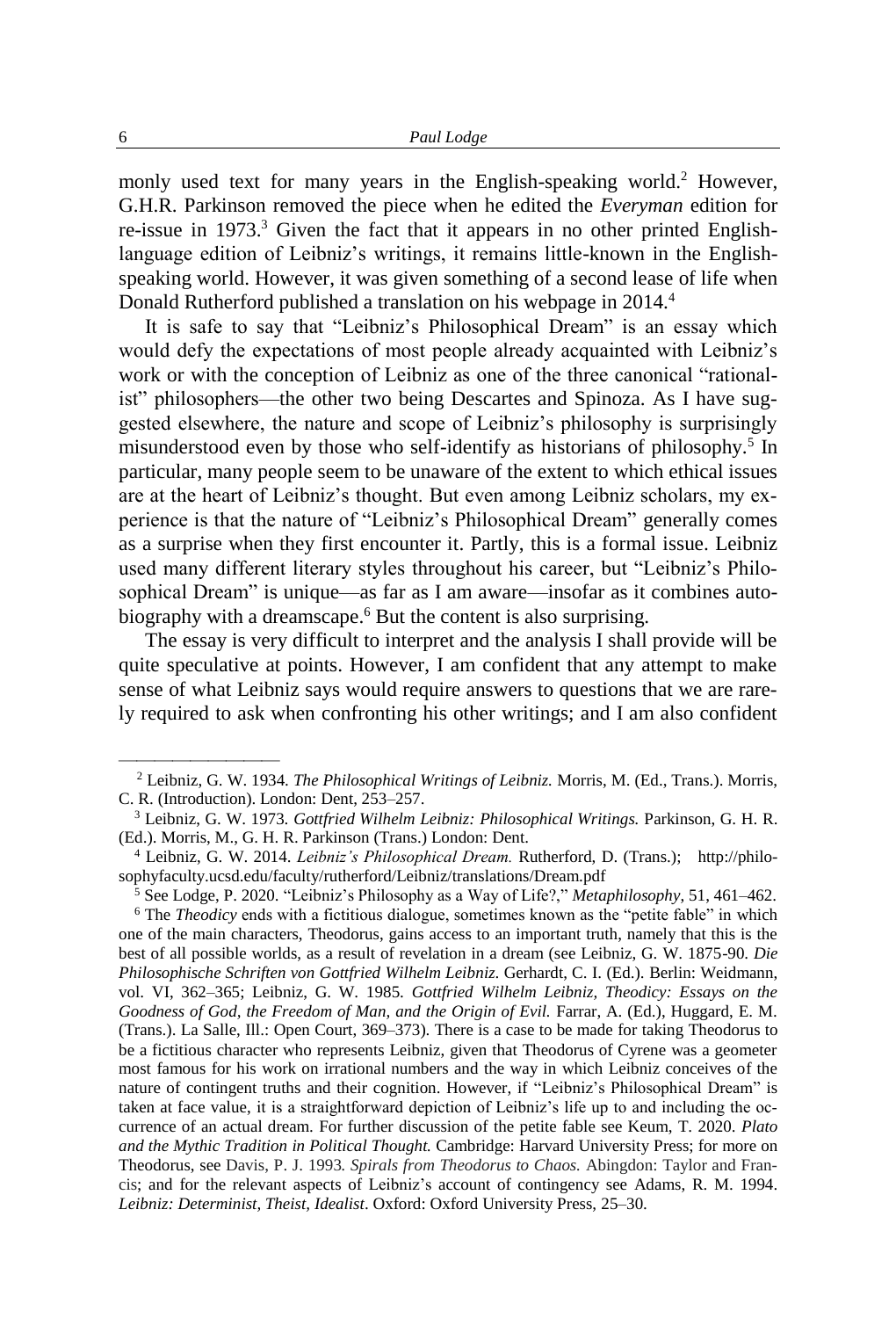monly used text for many years in the English-speaking world.[2] However, G.H.R. Parkinson removed the piece when he edited the *Everyman* edition for re-issue in 1973.[3] Given the fact that it appears in no other printed English-language edition of Leibniz's writings, it remains little-known in the English-speaking world. However, it was given something of a second lease of life when Donald Rutherford published a translation on his webpage in 2014.[4]

It is safe to say that "Leibniz's Philosophical Dream" is an essay which would defy the expectations of most people already acquainted with Leibniz's work or with the conception of Leibniz as one of the three canonical "rationalist" philosophers—the other two being Descartes and Spinoza. As I have suggested elsewhere, the nature and scope of Leibniz's philosophy is surprisingly misunderstood even by those who self-identify as historians of philosophy.[5] In particular, many people seem to be unaware of the extent to which ethical issues are at the heart of Leibniz's thought. But even among Leibniz scholars, my experience is that the nature of "Leibniz's Philosophical Dream" generally comes as a surprise when they first encounter it. Partly, this is a formal issue. Leibniz used many different literary styles throughout his career, but "Leibniz's Philosophical Dream" is unique—as far as I am aware—insofar as it combines autobiography with a dreamscape.[6] But the content is also surprising.

The essay is very difficult to interpret and the analysis I shall provide will be quite speculative at points. However, I am confident that any attempt to make sense of what Leibniz says would require answers to questions that we are rarely required to ask when confronting his other writings; and I am also confident

---

[2] Leibniz, G. W. 1934. *The Philosophical Writings of Leibniz.* Morris, M. (Ed., Trans.). Morris, C. R. (Introduction). London: Dent, 253–257.

[3] Leibniz, G. W. 1973. *Gottfried Wilhelm Leibniz: Philosophical Writings.* Parkinson, G. H. R. (Ed.). Morris, M., G. H. R. Parkinson (Trans.) London: Dent.

[4] Leibniz, G. W. 2014. *Leibniz's Philosophical Dream.* Rutherford, D. (Trans.); http://philosophyfaculty.ucsd.edu/faculty/rutherford/Leibniz/translations/Dream.pdf

[5] See Lodge, P. 2020. "Leibniz's Philosophy as a Way of Life?," *Metaphilosophy*, 51, 461–462.

[6] The *Theodicy* ends with a fictitious dialogue, sometimes known as the "petite fable" in which one of the main characters, Theodorus, gains access to an important truth, namely that this is the best of all possible worlds, as a result of revelation in a dream (see Leibniz, G. W. 1875-90. *Die Philosophische Schriften von Gottfried Wilhelm Leibniz.* Gerhardt, C. I. (Ed.). Berlin: Weidmann, vol. VI, 362–365; Leibniz, G. W. 1985. *Gottfried Wilhelm Leibniz, Theodicy: Essays on the Goodness of God, the Freedom of Man, and the Origin of Evil.* Farrar, A. (Ed.), Huggard, E. M. (Trans.). La Salle, Ill.: Open Court, 369–373). There is a case to be made for taking Theodorus to be a fictitious character who represents Leibniz, given that Theodorus of Cyrene was a geometer most famous for his work on irrational numbers and the way in which Leibniz conceives of the nature of contingent truths and their cognition. However, if "Leibniz's Philosophical Dream" is taken at face value, it is a straightforward depiction of Leibniz's life up to and including the occurrence of an actual dream. For further discussion of the petite fable see Keum, T. 2020. *Plato and the Mythic Tradition in Political Thought.* Cambridge: Harvard University Press; for more on Theodorus, see Davis, P. J. 1993. *Spirals from Theodorus to Chaos.* Abingdon: Taylor and Francis; and for the relevant aspects of Leibniz's account of contingency see Adams, R. M. 1994. *Leibniz: Determinist, Theist, Idealist*. Oxford: Oxford University Press, 25–30.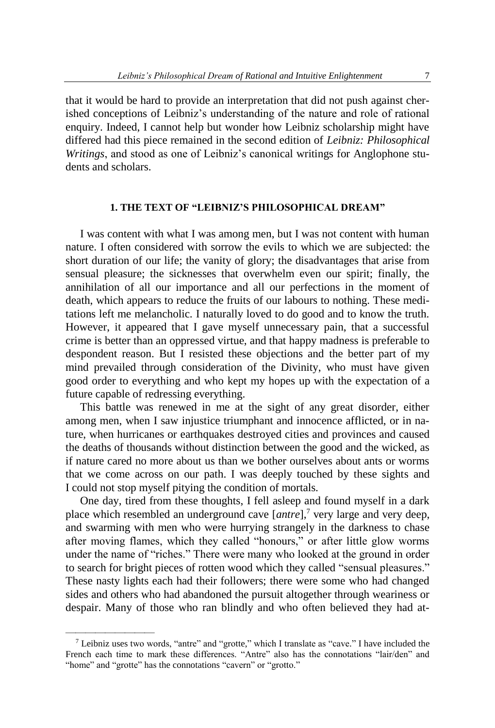that it would be hard to provide an interpretation that did not push against cherished conceptions of Leibniz's understanding of the nature and role of rational enquiry. Indeed, I cannot help but wonder how Leibniz scholarship might have differed had this piece remained in the second edition of *Leibniz: Philosophical Writings*, and stood as one of Leibniz's canonical writings for Anglophone students and scholars.

## 1. THE TEXT OF "LEIBNIZ'S PHILOSOPHICAL DREAM"

I was content with what I was among men, but I was not content with human nature. I often considered with sorrow the evils to which we are subjected: the short duration of our life; the vanity of glory; the disadvantages that arise from sensual pleasure; the sicknesses that overwhelm even our spirit; finally, the annihilation of all our importance and all our perfections in the moment of death, which appears to reduce the fruits of our labours to nothing. These meditations left me melancholic. I naturally loved to do good and to know the truth. However, it appeared that I gave myself unnecessary pain, that a successful crime is better than an oppressed virtue, and that happy madness is preferable to despondent reason. But I resisted these objections and the better part of my mind prevailed through consideration of the Divinity, who must have given good order to everything and who kept my hopes up with the expectation of a future capable of redressing everything.

This battle was renewed in me at the sight of any great disorder, either among men, when I saw injustice triumphant and innocence afflicted, or in nature, when hurricanes or earthquakes destroyed cities and provinces and caused the deaths of thousands without distinction between the good and the wicked, as if nature cared no more about us than we bother ourselves about ants or worms that we come across on our path. I was deeply touched by these sights and I could not stop myself pitying the condition of mortals.

One day, tired from these thoughts, I fell asleep and found myself in a dark place which resembled an underground cave [*antre*],[7] very large and very deep, and swarming with men who were hurrying strangely in the darkness to chase after moving flames, which they called "honours," or after little glow worms under the name of "riches." There were many who looked at the ground in order to search for bright pieces of rotten wood which they called "sensual pleasures." These nasty lights each had their followers; there were some who had changed sides and others who had abandoned the pursuit altogether through weariness or despair. Many of those who ran blindly and who often believed they had at-

[7] Leibniz uses two words, "antre" and "grotte," which I translate as "cave." I have included the French each time to mark these differences. "Antre" also has the connotations "lair/den" and "home" and "grotte" has the connotations "cavern" or "grotto."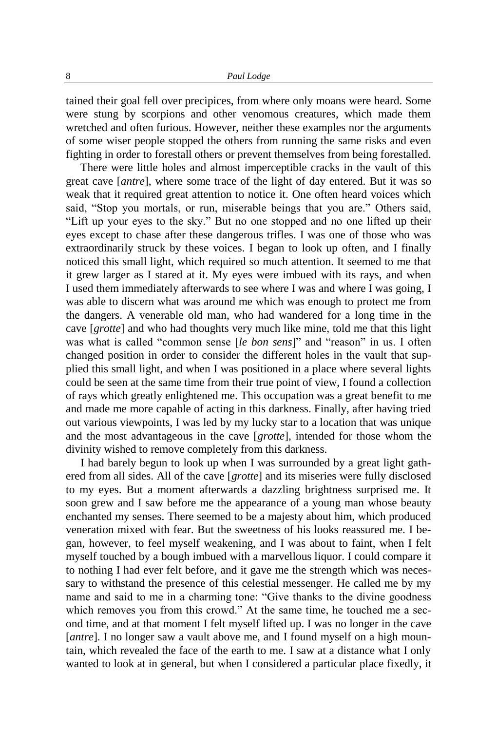tained their goal fell over precipices, from where only moans were heard. Some were stung by scorpions and other venomous creatures, which made them wretched and often furious. However, neither these examples nor the arguments of some wiser people stopped the others from running the same risks and even fighting in order to forestall others or prevent themselves from being forestalled.

There were little holes and almost imperceptible cracks in the vault of this great cave [*antre*], where some trace of the light of day entered. But it was so weak that it required great attention to notice it. One often heard voices which said, "Stop you mortals, or run, miserable beings that you are." Others said, "Lift up your eyes to the sky." But no one stopped and no one lifted up their eyes except to chase after these dangerous trifles. I was one of those who was extraordinarily struck by these voices. I began to look up often, and I finally noticed this small light, which required so much attention. It seemed to me that it grew larger as I stared at it. My eyes were imbued with its rays, and when I used them immediately afterwards to see where I was and where I was going, I was able to discern what was around me which was enough to protect me from the dangers. A venerable old man, who had wandered for a long time in the cave [*grotte*] and who had thoughts very much like mine, told me that this light was what is called "common sense [*le bon sens*]" and "reason" in us. I often changed position in order to consider the different holes in the vault that supplied this small light, and when I was positioned in a place where several lights could be seen at the same time from their true point of view, I found a collection of rays which greatly enlightened me. This occupation was a great benefit to me and made me more capable of acting in this darkness. Finally, after having tried out various viewpoints, I was led by my lucky star to a location that was unique and the most advantageous in the cave [*grotte*], intended for those whom the divinity wished to remove completely from this darkness.

I had barely begun to look up when I was surrounded by a great light gathered from all sides. All of the cave [*grotte*] and its miseries were fully disclosed to my eyes. But a moment afterwards a dazzling brightness surprised me. It soon grew and I saw before me the appearance of a young man whose beauty enchanted my senses. There seemed to be a majesty about him, which produced veneration mixed with fear. But the sweetness of his looks reassured me. I began, however, to feel myself weakening, and I was about to faint, when I felt myself touched by a bough imbued with a marvellous liquor. I could compare it to nothing I had ever felt before, and it gave me the strength which was necessary to withstand the presence of this celestial messenger. He called me by my name and said to me in a charming tone: "Give thanks to the divine goodness which removes you from this crowd." At the same time, he touched me a second time, and at that moment I felt myself lifted up. I was no longer in the cave [*antre*]. I no longer saw a vault above me, and I found myself on a high mountain, which revealed the face of the earth to me. I saw at a distance what I only wanted to look at in general, but when I considered a particular place fixedly, it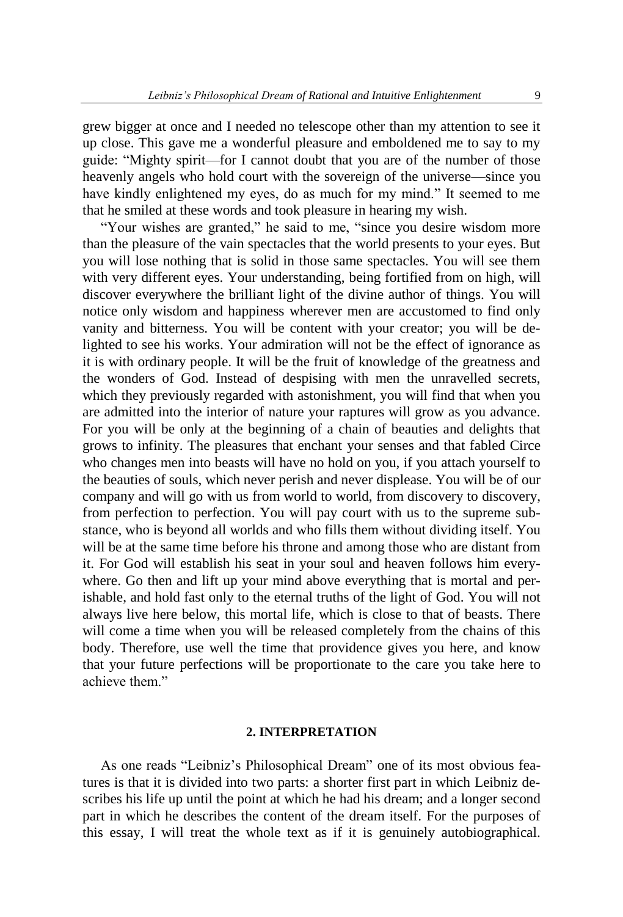grew bigger at once and I needed no telescope other than my attention to see it up close. This gave me a wonderful pleasure and emboldened me to say to my guide: "Mighty spirit—for I cannot doubt that you are of the number of those heavenly angels who hold court with the sovereign of the universe—since you have kindly enlightened my eyes, do as much for my mind." It seemed to me that he smiled at these words and took pleasure in hearing my wish.

"Your wishes are granted," he said to me, "since you desire wisdom more than the pleasure of the vain spectacles that the world presents to your eyes. But you will lose nothing that is solid in those same spectacles. You will see them with very different eyes. Your understanding, being fortified from on high, will discover everywhere the brilliant light of the divine author of things. You will notice only wisdom and happiness wherever men are accustomed to find only vanity and bitterness. You will be content with your creator; you will be delighted to see his works. Your admiration will not be the effect of ignorance as it is with ordinary people. It will be the fruit of knowledge of the greatness and the wonders of God. Instead of despising with men the unravelled secrets, which they previously regarded with astonishment, you will find that when you are admitted into the interior of nature your raptures will grow as you advance. For you will be only at the beginning of a chain of beauties and delights that grows to infinity. The pleasures that enchant your senses and that fabled Circe who changes men into beasts will have no hold on you, if you attach yourself to the beauties of souls, which never perish and never displease. You will be of our company and will go with us from world to world, from discovery to discovery, from perfection to perfection. You will pay court with us to the supreme substance, who is beyond all worlds and who fills them without dividing itself. You will be at the same time before his throne and among those who are distant from it. For God will establish his seat in your soul and heaven follows him everywhere. Go then and lift up your mind above everything that is mortal and perishable, and hold fast only to the eternal truths of the light of God. You will not always live here below, this mortal life, which is close to that of beasts. There will come a time when you will be released completely from the chains of this body. Therefore, use well the time that providence gives you here, and know that your future perfections will be proportionate to the care you take here to achieve them."

## 2. INTERPRETATION

As one reads "Leibniz's Philosophical Dream" one of its most obvious features is that it is divided into two parts: a shorter first part in which Leibniz describes his life up until the point at which he had his dream; and a longer second part in which he describes the content of the dream itself. For the purposes of this essay, I will treat the whole text as if it is genuinely autobiographical.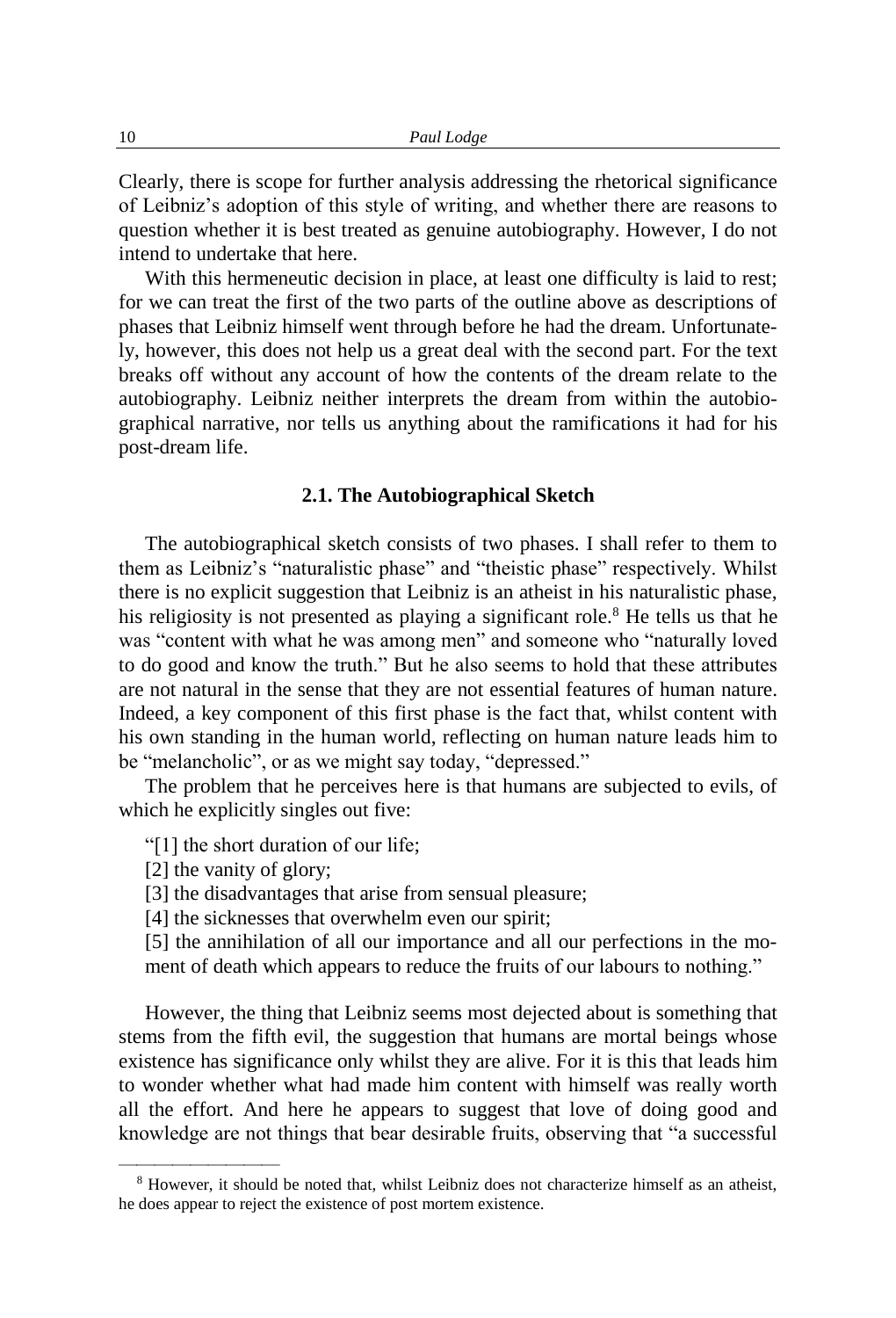Clearly, there is scope for further analysis addressing the rhetorical significance of Leibniz's adoption of this style of writing, and whether there are reasons to question whether it is best treated as genuine autobiography. However, I do not intend to undertake that here.

With this hermeneutic decision in place, at least one difficulty is laid to rest; for we can treat the first of the two parts of the outline above as descriptions of phases that Leibniz himself went through before he had the dream. Unfortunately, however, this does not help us a great deal with the second part. For the text breaks off without any account of how the contents of the dream relate to the autobiography. Leibniz neither interprets the dream from within the autobiographical narrative, nor tells us anything about the ramifications it had for his post-dream life.

### 2.1. The Autobiographical Sketch

The autobiographical sketch consists of two phases. I shall refer to them to them as Leibniz's "naturalistic phase" and "theistic phase" respectively. Whilst there is no explicit suggestion that Leibniz is an atheist in his naturalistic phase, his religiosity is not presented as playing a significant role.[8] He tells us that he was "content with what he was among men" and someone who "naturally loved to do good and know the truth." But he also seems to hold that these attributes are not natural in the sense that they are not essential features of human nature. Indeed, a key component of this first phase is the fact that, whilst content with his own standing in the human world, reflecting on human nature leads him to be "melancholic", or as we might say today, "depressed."

The problem that he perceives here is that humans are subjected to evils, of which he explicitly singles out five:

"[1] the short duration of our life;
[2] the vanity of glory;
[3] the disadvantages that arise from sensual pleasure;
[4] the sicknesses that overwhelm even our spirit;
[5] the annihilation of all our importance and all our perfections in the moment of death which appears to reduce the fruits of our labours to nothing."

However, the thing that Leibniz seems most dejected about is something that stems from the fifth evil, the suggestion that humans are mortal beings whose existence has significance only whilst they are alive. For it is this that leads him to wonder whether what had made him content with himself was really worth all the effort. And here he appears to suggest that love of doing good and knowledge are not things that bear desirable fruits, observing that "a successful

[8] However, it should be noted that, whilst Leibniz does not characterize himself as an atheist, he does appear to reject the existence of post mortem existence.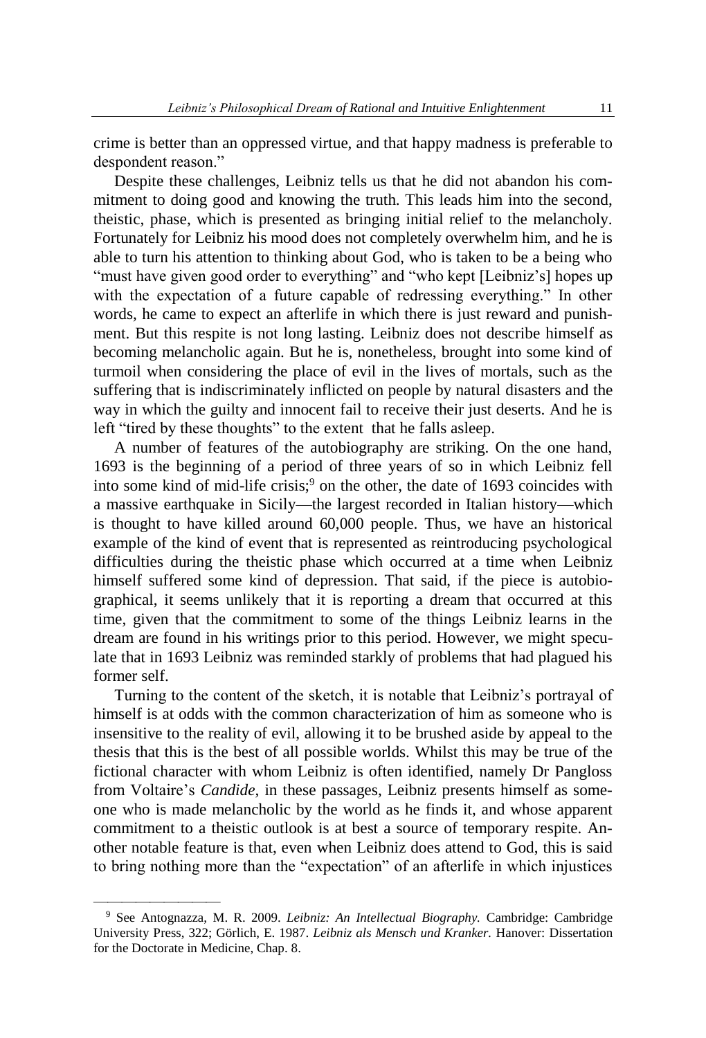crime is better than an oppressed virtue, and that happy madness is preferable to despondent reason."

Despite these challenges, Leibniz tells us that he did not abandon his commitment to doing good and knowing the truth. This leads him into the second, theistic, phase, which is presented as bringing initial relief to the melancholy. Fortunately for Leibniz his mood does not completely overwhelm him, and he is able to turn his attention to thinking about God, who is taken to be a being who "must have given good order to everything" and "who kept [Leibniz's] hopes up with the expectation of a future capable of redressing everything." In other words, he came to expect an afterlife in which there is just reward and punishment. But this respite is not long lasting. Leibniz does not describe himself as becoming melancholic again. But he is, nonetheless, brought into some kind of turmoil when considering the place of evil in the lives of mortals, such as the suffering that is indiscriminately inflicted on people by natural disasters and the way in which the guilty and innocent fail to receive their just deserts. And he is left "tired by these thoughts" to the extent that he falls asleep.

A number of features of the autobiography are striking. On the one hand, 1693 is the beginning of a period of three years of so in which Leibniz fell into some kind of mid-life crisis;[9] on the other, the date of 1693 coincides with a massive earthquake in Sicily—the largest recorded in Italian history—which is thought to have killed around 60,000 people. Thus, we have an historical example of the kind of event that is represented as reintroducing psychological difficulties during the theistic phase which occurred at a time when Leibniz himself suffered some kind of depression. That said, if the piece is autobiographical, it seems unlikely that it is reporting a dream that occurred at this time, given that the commitment to some of the things Leibniz learns in the dream are found in his writings prior to this period. However, we might speculate that in 1693 Leibniz was reminded starkly of problems that had plagued his former self.

Turning to the content of the sketch, it is notable that Leibniz's portrayal of himself is at odds with the common characterization of him as someone who is insensitive to the reality of evil, allowing it to be brushed aside by appeal to the thesis that this is the best of all possible worlds. Whilst this may be true of the fictional character with whom Leibniz is often identified, namely Dr Pangloss from Voltaire's *Candide*, in these passages, Leibniz presents himself as someone who is made melancholic by the world as he finds it, and whose apparent commitment to a theistic outlook is at best a source of temporary respite. Another notable feature is that, even when Leibniz does attend to God, this is said to bring nothing more than the "expectation" of an afterlife in which injustices

---

[9] See Antognazza, M. R. 2009. *Leibniz: An Intellectual Biography.* Cambridge: Cambridge University Press, 322; Görlich, E. 1987. *Leibniz als Mensch und Kranker.* Hanover: Dissertation for the Doctorate in Medicine, Chap. 8.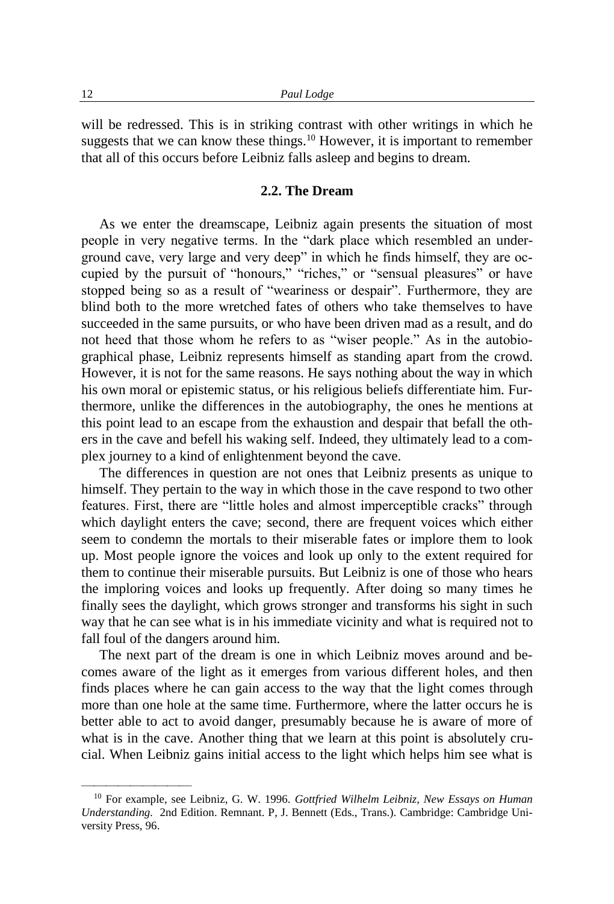will be redressed. This is in striking contrast with other writings in which he suggests that we can know these things.[10] However, it is important to remember that all of this occurs before Leibniz falls asleep and begins to dream.

### 2.2. The Dream

As we enter the dreamscape, Leibniz again presents the situation of most people in very negative terms. In the "dark place which resembled an underground cave, very large and very deep" in which he finds himself, they are occupied by the pursuit of "honours," "riches," or "sensual pleasures" or have stopped being so as a result of "weariness or despair". Furthermore, they are blind both to the more wretched fates of others who take themselves to have succeeded in the same pursuits, or who have been driven mad as a result, and do not heed that those whom he refers to as "wiser people." As in the autobiographical phase, Leibniz represents himself as standing apart from the crowd. However, it is not for the same reasons. He says nothing about the way in which his own moral or epistemic status, or his religious beliefs differentiate him. Furthermore, unlike the differences in the autobiography, the ones he mentions at this point lead to an escape from the exhaustion and despair that befall the others in the cave and befell his waking self. Indeed, they ultimately lead to a complex journey to a kind of enlightenment beyond the cave.

The differences in question are not ones that Leibniz presents as unique to himself. They pertain to the way in which those in the cave respond to two other features. First, there are "little holes and almost imperceptible cracks" through which daylight enters the cave; second, there are frequent voices which either seem to condemn the mortals to their miserable fates or implore them to look up. Most people ignore the voices and look up only to the extent required for them to continue their miserable pursuits. But Leibniz is one of those who hears the imploring voices and looks up frequently. After doing so many times he finally sees the daylight, which grows stronger and transforms his sight in such way that he can see what is in his immediate vicinity and what is required not to fall foul of the dangers around him.

The next part of the dream is one in which Leibniz moves around and becomes aware of the light as it emerges from various different holes, and then finds places where he can gain access to the way that the light comes through more than one hole at the same time. Furthermore, where the latter occurs he is better able to act to avoid danger, presumably because he is aware of more of what is in the cave. Another thing that we learn at this point is absolutely crucial. When Leibniz gains initial access to the light which helps him see what is

---

[10] For example, see Leibniz, G. W. 1996. *Gottfried Wilhelm Leibniz, New Essays on Human Understanding.* 2nd Edition. Remnant. P, J. Bennett (Eds., Trans.). Cambridge: Cambridge University Press, 96.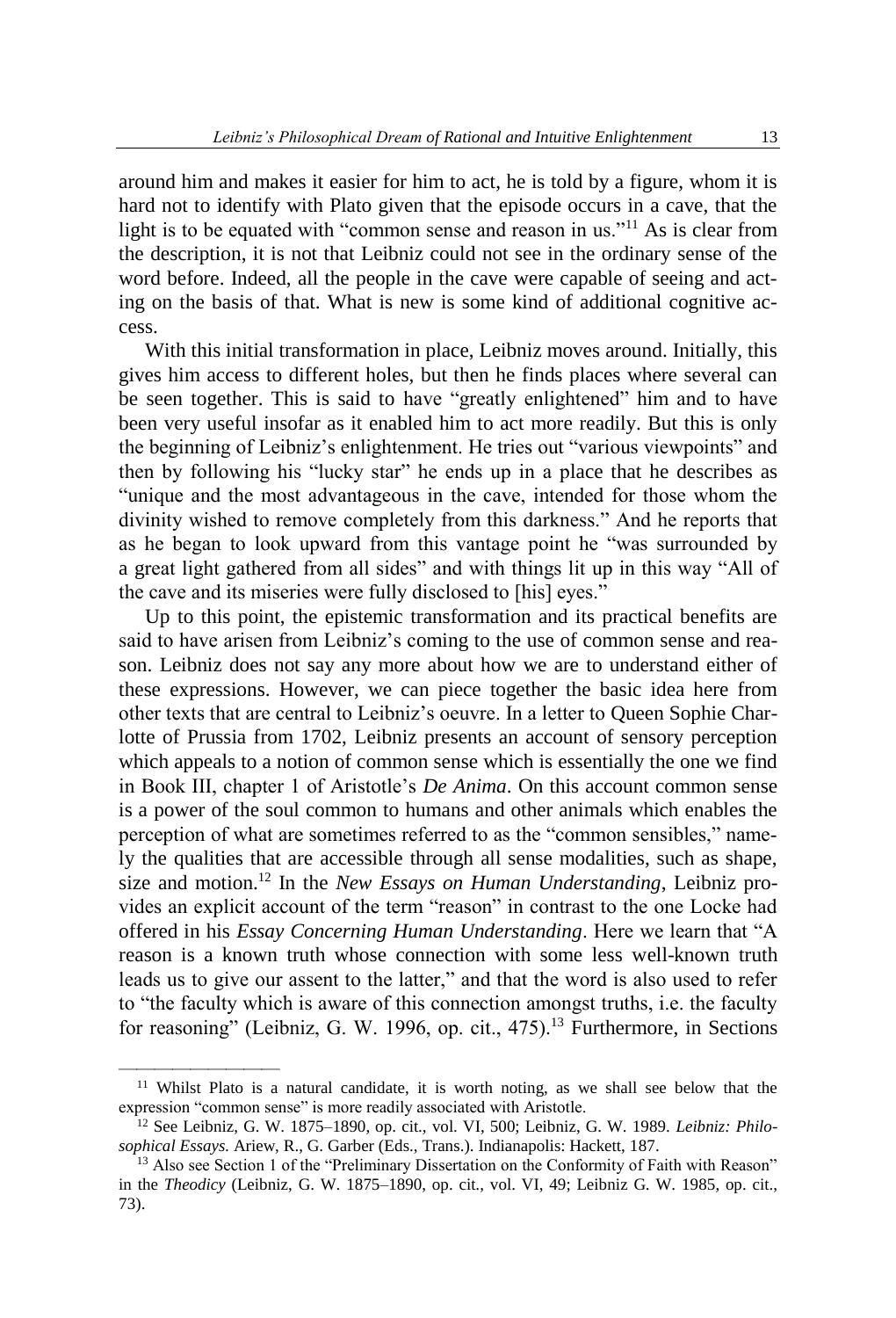around him and makes it easier for him to act, he is told by a figure, whom it is hard not to identify with Plato given that the episode occurs in a cave, that the light is to be equated with "common sense and reason in us."[11] As is clear from the description, it is not that Leibniz could not see in the ordinary sense of the word before. Indeed, all the people in the cave were capable of seeing and acting on the basis of that. What is new is some kind of additional cognitive access.

With this initial transformation in place, Leibniz moves around. Initially, this gives him access to different holes, but then he finds places where several can be seen together. This is said to have "greatly enlightened" him and to have been very useful insofar as it enabled him to act more readily. But this is only the beginning of Leibniz's enlightenment. He tries out "various viewpoints" and then by following his "lucky star" he ends up in a place that he describes as "unique and the most advantageous in the cave, intended for those whom the divinity wished to remove completely from this darkness." And he reports that as he began to look upward from this vantage point he "was surrounded by a great light gathered from all sides" and with things lit up in this way "All of the cave and its miseries were fully disclosed to [his] eyes."

Up to this point, the epistemic transformation and its practical benefits are said to have arisen from Leibniz's coming to the use of common sense and reason. Leibniz does not say any more about how we are to understand either of these expressions. However, we can piece together the basic idea here from other texts that are central to Leibniz's oeuvre. In a letter to Queen Sophie Charlotte of Prussia from 1702, Leibniz presents an account of sensory perception which appeals to a notion of common sense which is essentially the one we find in Book III, chapter 1 of Aristotle's *De Anima*. On this account common sense is a power of the soul common to humans and other animals which enables the perception of what are sometimes referred to as the "common sensibles," namely the qualities that are accessible through all sense modalities, such as shape, size and motion.[12] In the *New Essays on Human Understanding*, Leibniz provides an explicit account of the term "reason" in contrast to the one Locke had offered in his *Essay Concerning Human Understanding*. Here we learn that "A reason is a known truth whose connection with some less well-known truth leads us to give our assent to the latter," and that the word is also used to refer to "the faculty which is aware of this connection amongst truths, i.e. the faculty for reasoning" (Leibniz, G. W. 1996, op. cit., 475).[13] Furthermore, in Sections

---

[11] Whilst Plato is a natural candidate, it is worth noting, as we shall see below that the expression "common sense" is more readily associated with Aristotle.

[12] See Leibniz, G. W. 1875–1890, op. cit., vol. VI, 500; Leibniz, G. W. 1989. *Leibniz: Philosophical Essays.* Ariew, R., G. Garber (Eds., Trans.). Indianapolis: Hackett, 187.

[13] Also see Section 1 of the "Preliminary Dissertation on the Conformity of Faith with Reason" in the *Theodicy* (Leibniz, G. W. 1875–1890, op. cit., vol. VI, 49; Leibniz G. W. 1985, op. cit., 73).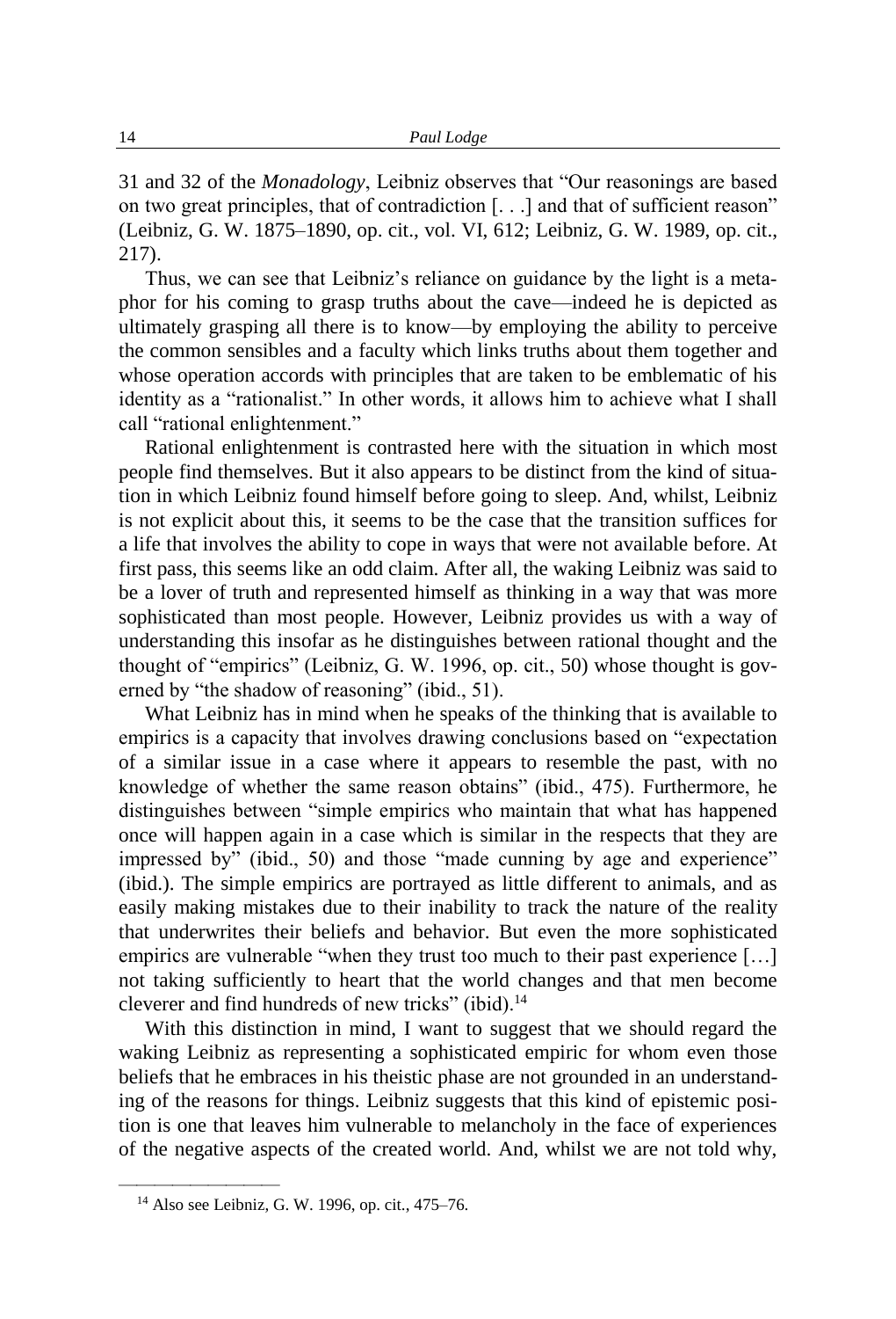31 and 32 of the *Monadology*, Leibniz observes that “Our reasonings are based on two great principles, that of contradiction [. . .] and that of sufficient reason” (Leibniz, G. W. 1875–1890, op. cit., vol. VI, 612; Leibniz, G. W. 1989, op. cit., 217).

Thus, we can see that Leibniz’s reliance on guidance by the light is a metaphor for his coming to grasp truths about the cave—indeed he is depicted as ultimately grasping all there is to know—by employing the ability to perceive the common sensibles and a faculty which links truths about them together and whose operation accords with principles that are taken to be emblematic of his identity as a “rationalist.” In other words, it allows him to achieve what I shall call “rational enlightenment.”

Rational enlightenment is contrasted here with the situation in which most people find themselves. But it also appears to be distinct from the kind of situation in which Leibniz found himself before going to sleep. And, whilst, Leibniz is not explicit about this, it seems to be the case that the transition suffices for a life that involves the ability to cope in ways that were not available before. At first pass, this seems like an odd claim. After all, the waking Leibniz was said to be a lover of truth and represented himself as thinking in a way that was more sophisticated than most people. However, Leibniz provides us with a way of understanding this insofar as he distinguishes between rational thought and the thought of “empirics” (Leibniz, G. W. 1996, op. cit., 50) whose thought is governed by “the shadow of reasoning” (ibid., 51).

What Leibniz has in mind when he speaks of the thinking that is available to empirics is a capacity that involves drawing conclusions based on “expectation of a similar issue in a case where it appears to resemble the past, with no knowledge of whether the same reason obtains” (ibid., 475). Furthermore, he distinguishes between “simple empirics who maintain that what has happened once will happen again in a case which is similar in the respects that they are impressed by” (ibid., 50) and those “made cunning by age and experience” (ibid.). The simple empirics are portrayed as little different to animals, and as easily making mistakes due to their inability to track the nature of the reality that underwrites their beliefs and behavior. But even the more sophisticated empirics are vulnerable “when they trust too much to their past experience […] not taking sufficiently to heart that the world changes and that men become cleverer and find hundreds of new tricks” (ibid).[14]

With this distinction in mind, I want to suggest that we should regard the waking Leibniz as representing a sophisticated empiric for whom even those beliefs that he embraces in his theistic phase are not grounded in an understanding of the reasons for things. Leibniz suggests that this kind of epistemic position is one that leaves him vulnerable to melancholy in the face of experiences of the negative aspects of the created world. And, whilst we are not told why,

[14] Also see Leibniz, G. W. 1996, op. cit., 475–76.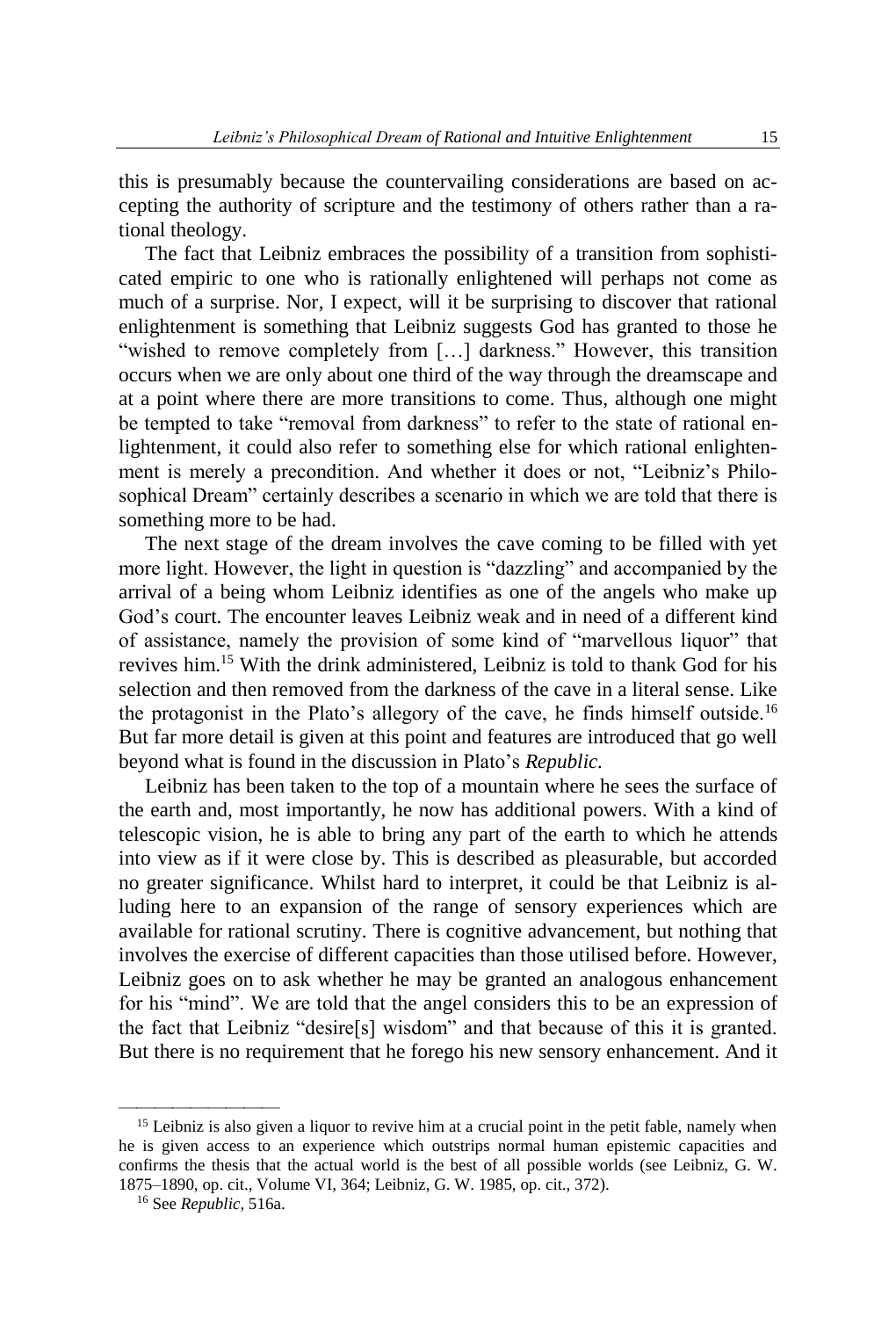this is presumably because the countervailing considerations are based on accepting the authority of scripture and the testimony of others rather than a rational theology.

The fact that Leibniz embraces the possibility of a transition from sophisticated empiric to one who is rationally enlightened will perhaps not come as much of a surprise. Nor, I expect, will it be surprising to discover that rational enlightenment is something that Leibniz suggests God has granted to those he "wished to remove completely from […] darkness." However, this transition occurs when we are only about one third of the way through the dreamscape and at a point where there are more transitions to come. Thus, although one might be tempted to take "removal from darkness" to refer to the state of rational enlightenment, it could also refer to something else for which rational enlightenment is merely a precondition. And whether it does or not, "Leibniz's Philosophical Dream" certainly describes a scenario in which we are told that there is something more to be had.

The next stage of the dream involves the cave coming to be filled with yet more light. However, the light in question is "dazzling" and accompanied by the arrival of a being whom Leibniz identifies as one of the angels who make up God's court. The encounter leaves Leibniz weak and in need of a different kind of assistance, namely the provision of some kind of "marvellous liquor" that revives him.[15] With the drink administered, Leibniz is told to thank God for his selection and then removed from the darkness of the cave in a literal sense. Like the protagonist in the Plato's allegory of the cave, he finds himself outside.[16] But far more detail is given at this point and features are introduced that go well beyond what is found in the discussion in Plato's *Republic.*

Leibniz has been taken to the top of a mountain where he sees the surface of the earth and, most importantly, he now has additional powers. With a kind of telescopic vision, he is able to bring any part of the earth to which he attends into view as if it were close by. This is described as pleasurable, but accorded no greater significance. Whilst hard to interpret, it could be that Leibniz is alluding here to an expansion of the range of sensory experiences which are available for rational scrutiny. There is cognitive advancement, but nothing that involves the exercise of different capacities than those utilised before. However, Leibniz goes on to ask whether he may be granted an analogous enhancement for his "mind". We are told that the angel considers this to be an expression of the fact that Leibniz "desire[s] wisdom" and that because of this it is granted. But there is no requirement that he forego his new sensory enhancement. And it

---

[15] Leibniz is also given a liquor to revive him at a crucial point in the petit fable, namely when he is given access to an experience which outstrips normal human epistemic capacities and confirms the thesis that the actual world is the best of all possible worlds (see Leibniz, G. W. 1875–1890, op. cit., Volume VI, 364; Leibniz, G. W. 1985, op. cit., 372).

[16] See *Republic,* 516a.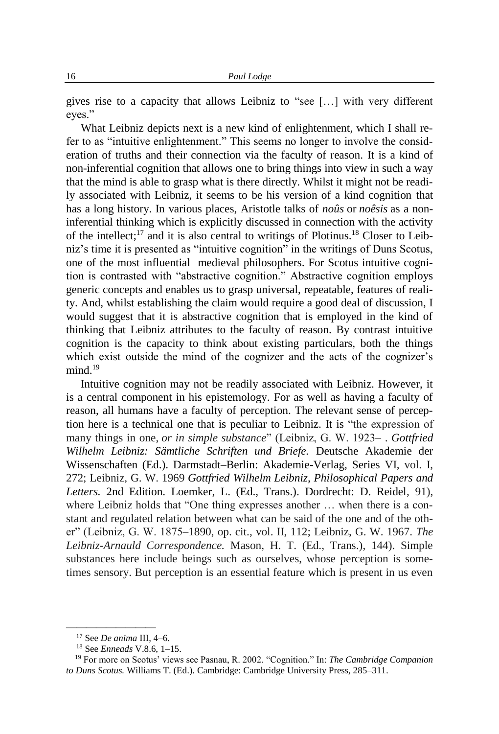gives rise to a capacity that allows Leibniz to "see […] with very different eyes."

What Leibniz depicts next is a new kind of enlightenment, which I shall refer to as "intuitive enlightenment." This seems no longer to involve the consideration of truths and their connection via the faculty of reason. It is a kind of non-inferential cognition that allows one to bring things into view in such a way that the mind is able to grasp what is there directly. Whilst it might not be readily associated with Leibniz, it seems to be his version of a kind cognition that has a long history. In various places, Aristotle talks of *noûs* or *noêsis* as a non-inferential thinking which is explicitly discussed in connection with the activity of the intellect;[17] and it is also central to writings of Plotinus.[18] Closer to Leibniz's time it is presented as "intuitive cognition" in the writings of Duns Scotus, one of the most influential medieval philosophers. For Scotus intuitive cognition is contrasted with "abstractive cognition." Abstractive cognition employs generic concepts and enables us to grasp universal, repeatable, features of reality. And, whilst establishing the claim would require a good deal of discussion, I would suggest that it is abstractive cognition that is employed in the kind of thinking that Leibniz attributes to the faculty of reason. By contrast intuitive cognition is the capacity to think about existing particulars, both the things which exist outside the mind of the cognizer and the acts of the cognizer's mind.[19]

Intuitive cognition may not be readily associated with Leibniz. However, it is a central component in his epistemology. For as well as having a faculty of reason, all humans have a faculty of perception. The relevant sense of perception here is a technical one that is peculiar to Leibniz. It is "the expression of many things in one, *or in simple substance*" (Leibniz, G. W. 1923– . *Gottfried Wilhelm Leibniz: Sämtliche Schriften und Briefe.* Deutsche Akademie der Wissenschaften (Ed.). Darmstadt–Berlin: Akademie-Verlag, Series VI, vol. I, 272; Leibniz, G. W. 1969 *Gottfried Wilhelm Leibniz, Philosophical Papers and Letters.* 2nd Edition. Loemker, L. (Ed., Trans.). Dordrecht: D. Reidel, 91), where Leibniz holds that "One thing expresses another … when there is a constant and regulated relation between what can be said of the one and of the other" (Leibniz, G. W. 1875–1890, op. cit., vol. II, 112; Leibniz, G. W. 1967. *The Leibniz-Arnauld Correspondence.* Mason, H. T. (Ed., Trans.), 144). Simple substances here include beings such as ourselves, whose perception is sometimes sensory. But perception is an essential feature which is present in us even

---

[17] See *De anima* III, 4–6.

[18] See *Enneads* V.8.6, 1–15.

[19] For more on Scotus' views see Pasnau, R. 2002. "Cognition." In: *The Cambridge Companion to Duns Scotus.* Williams T. (Ed.). Cambridge: Cambridge University Press, 285–311.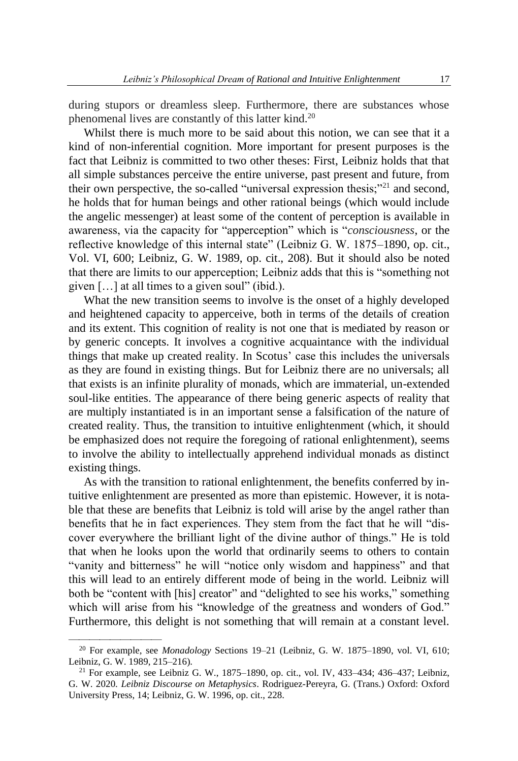during stupors or dreamless sleep. Furthermore, there are substances whose phenomenal lives are constantly of this latter kind.[20]

Whilst there is much more to be said about this notion, we can see that it a kind of non-inferential cognition. More important for present purposes is the fact that Leibniz is committed to two other theses: First, Leibniz holds that that all simple substances perceive the entire universe, past present and future, from their own perspective, the so-called "universal expression thesis;"[21] and second, he holds that for human beings and other rational beings (which would include the angelic messenger) at least some of the content of perception is available in awareness, via the capacity for "apperception" which is "*consciousness*, or the reflective knowledge of this internal state" (Leibniz G. W. 1875–1890, op. cit., Vol. VI, 600; Leibniz, G. W. 1989, op. cit., 208). But it should also be noted that there are limits to our apperception; Leibniz adds that this is "something not given […] at all times to a given soul" (ibid.).

What the new transition seems to involve is the onset of a highly developed and heightened capacity to apperceive, both in terms of the details of creation and its extent. This cognition of reality is not one that is mediated by reason or by generic concepts. It involves a cognitive acquaintance with the individual things that make up created reality. In Scotus' case this includes the universals as they are found in existing things. But for Leibniz there are no universals; all that exists is an infinite plurality of monads, which are immaterial, un-extended soul-like entities. The appearance of there being generic aspects of reality that are multiply instantiated is in an important sense a falsification of the nature of created reality. Thus, the transition to intuitive enlightenment (which, it should be emphasized does not require the foregoing of rational enlightenment), seems to involve the ability to intellectually apprehend individual monads as distinct existing things.

As with the transition to rational enlightenment, the benefits conferred by intuitive enlightenment are presented as more than epistemic. However, it is notable that these are benefits that Leibniz is told will arise by the angel rather than benefits that he in fact experiences. They stem from the fact that he will "discover everywhere the brilliant light of the divine author of things." He is told that when he looks upon the world that ordinarily seems to others to contain "vanity and bitterness" he will "notice only wisdom and happiness" and that this will lead to an entirely different mode of being in the world. Leibniz will both be "content with [his] creator" and "delighted to see his works," something which will arise from his "knowledge of the greatness and wonders of God." Furthermore, this delight is not something that will remain at a constant level.

---

[20] For example, see *Monadology* Sections 19–21 (Leibniz, G. W. 1875–1890, vol. VI, 610; Leibniz, G. W. 1989, 215–216).

[21] For example, see Leibniz G. W., 1875–1890, op. cit., vol. IV, 433–434; 436–437; Leibniz, G. W. 2020. *Leibniz Discourse on Metaphysics*. Rodriguez-Pereyra, G. (Trans.) Oxford: Oxford University Press, 14; Leibniz, G. W. 1996, op. cit., 228.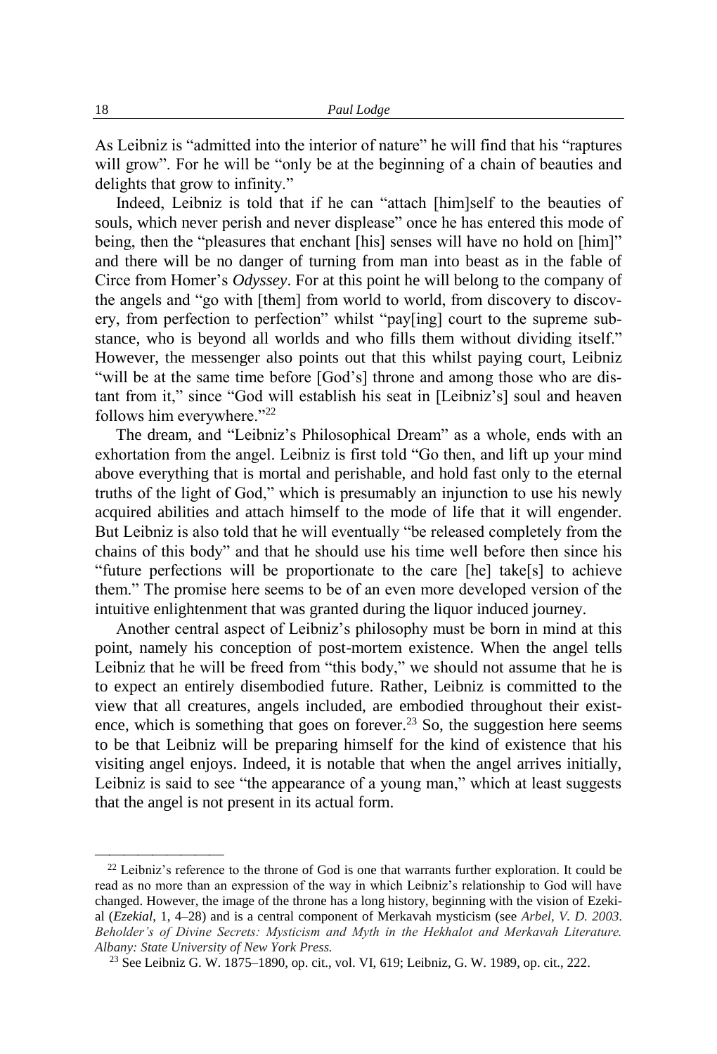As Leibniz is "admitted into the interior of nature" he will find that his "raptures will grow". For he will be "only be at the beginning of a chain of beauties and delights that grow to infinity."

Indeed, Leibniz is told that if he can "attach [him]self to the beauties of souls, which never perish and never displease" once he has entered this mode of being, then the "pleasures that enchant [his] senses will have no hold on [him]" and there will be no danger of turning from man into beast as in the fable of Circe from Homer's *Odyssey*. For at this point he will belong to the company of the angels and "go with [them] from world to world, from discovery to discovery, from perfection to perfection" whilst "pay[ing] court to the supreme substance, who is beyond all worlds and who fills them without dividing itself." However, the messenger also points out that this whilst paying court, Leibniz "will be at the same time before [God's] throne and among those who are distant from it," since "God will establish his seat in [Leibniz's] soul and heaven follows him everywhere."[22]

The dream, and "Leibniz's Philosophical Dream" as a whole, ends with an exhortation from the angel. Leibniz is first told "Go then, and lift up your mind above everything that is mortal and perishable, and hold fast only to the eternal truths of the light of God," which is presumably an injunction to use his newly acquired abilities and attach himself to the mode of life that it will engender. But Leibniz is also told that he will eventually "be released completely from the chains of this body" and that he should use his time well before then since his "future perfections will be proportionate to the care [he] take[s] to achieve them." The promise here seems to be of an even more developed version of the intuitive enlightenment that was granted during the liquor induced journey.

Another central aspect of Leibniz's philosophy must be born in mind at this point, namely his conception of post-mortem existence. When the angel tells Leibniz that he will be freed from "this body," we should not assume that he is to expect an entirely disembodied future. Rather, Leibniz is committed to the view that all creatures, angels included, are embodied throughout their existence, which is something that goes on forever.[23] So, the suggestion here seems to be that Leibniz will be preparing himself for the kind of existence that his visiting angel enjoys. Indeed, it is notable that when the angel arrives initially, Leibniz is said to see "the appearance of a young man," which at least suggests that the angel is not present in its actual form.

---

[22] Leibniz's reference to the throne of God is one that warrants further exploration. It could be read as no more than an expression of the way in which Leibniz's relationship to God will have changed. However, the image of the throne has a long history, beginning with the vision of Ezekial (*Ezekial*, 1, 4–28) and is a central component of Merkavah mysticism (see *Arbel, V. D. 2003. Beholder's of Divine Secrets: Mysticism and Myth in the Hekhalot and Merkavah Literature. Albany: State University of New York Press.*

[23] See Leibniz G. W. 1875–1890, op. cit., vol. VI, 619; Leibniz, G. W. 1989, op. cit., 222.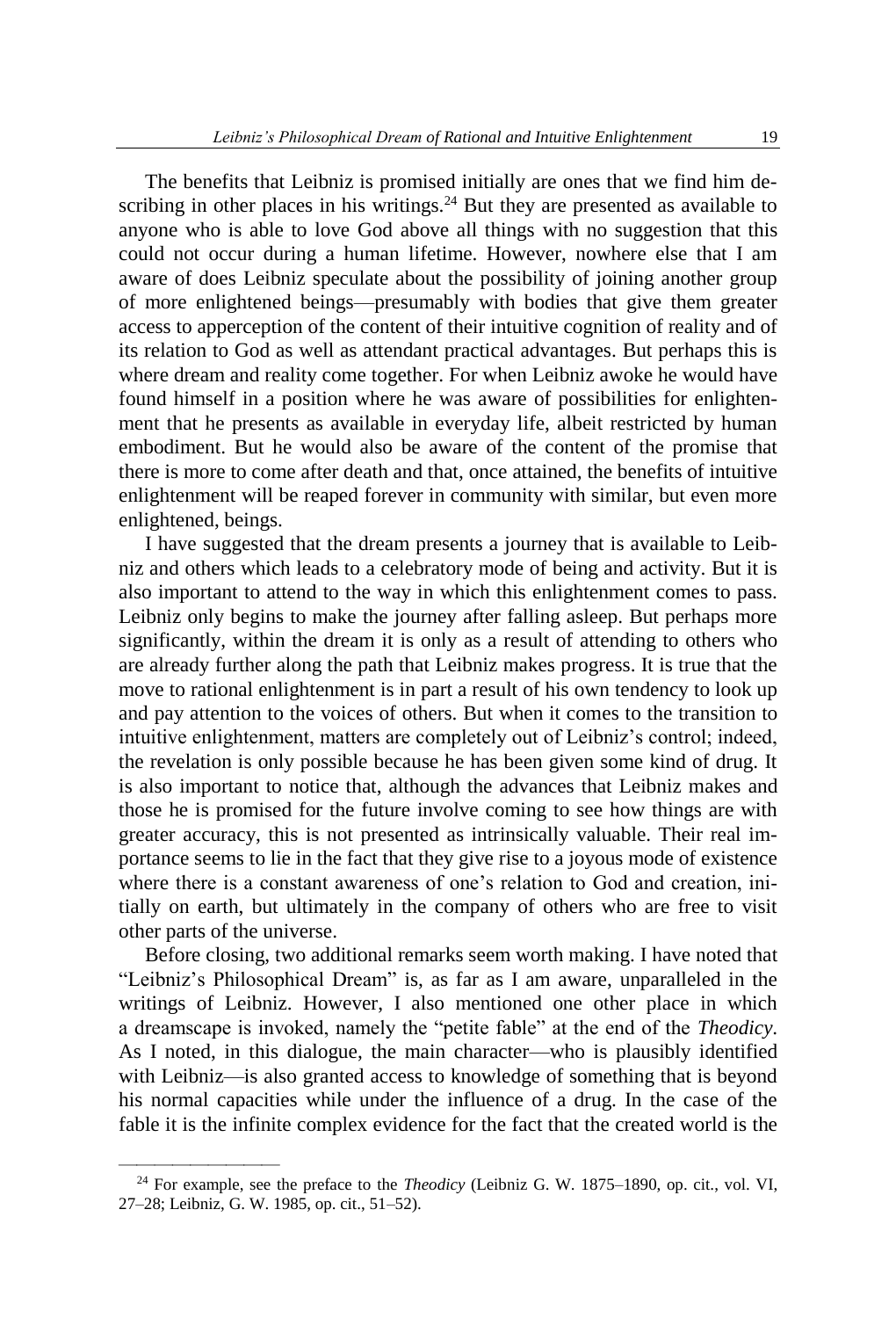The benefits that Leibniz is promised initially are ones that we find him describing in other places in his writings.[24] But they are presented as available to anyone who is able to love God above all things with no suggestion that this could not occur during a human lifetime. However, nowhere else that I am aware of does Leibniz speculate about the possibility of joining another group of more enlightened beings—presumably with bodies that give them greater access to apperception of the content of their intuitive cognition of reality and of its relation to God as well as attendant practical advantages. But perhaps this is where dream and reality come together. For when Leibniz awoke he would have found himself in a position where he was aware of possibilities for enlightenment that he presents as available in everyday life, albeit restricted by human embodiment. But he would also be aware of the content of the promise that there is more to come after death and that, once attained, the benefits of intuitive enlightenment will be reaped forever in community with similar, but even more enlightened, beings.

I have suggested that the dream presents a journey that is available to Leibniz and others which leads to a celebratory mode of being and activity. But it is also important to attend to the way in which this enlightenment comes to pass. Leibniz only begins to make the journey after falling asleep. But perhaps more significantly, within the dream it is only as a result of attending to others who are already further along the path that Leibniz makes progress. It is true that the move to rational enlightenment is in part a result of his own tendency to look up and pay attention to the voices of others. But when it comes to the transition to intuitive enlightenment, matters are completely out of Leibniz's control; indeed, the revelation is only possible because he has been given some kind of drug. It is also important to notice that, although the advances that Leibniz makes and those he is promised for the future involve coming to see how things are with greater accuracy, this is not presented as intrinsically valuable. Their real importance seems to lie in the fact that they give rise to a joyous mode of existence where there is a constant awareness of one's relation to God and creation, initially on earth, but ultimately in the company of others who are free to visit other parts of the universe.

Before closing, two additional remarks seem worth making. I have noted that "Leibniz's Philosophical Dream" is, as far as I am aware, unparalleled in the writings of Leibniz. However, I also mentioned one other place in which a dreamscape is invoked, namely the "petite fable" at the end of the *Theodicy*. As I noted, in this dialogue, the main character—who is plausibly identified with Leibniz—is also granted access to knowledge of something that is beyond his normal capacities while under the influence of a drug. In the case of the fable it is the infinite complex evidence for the fact that the created world is the

[24] For example, see the preface to the *Theodicy* (Leibniz G. W. 1875–1890, op. cit., vol. VI, 27–28; Leibniz, G. W. 1985, op. cit., 51–52).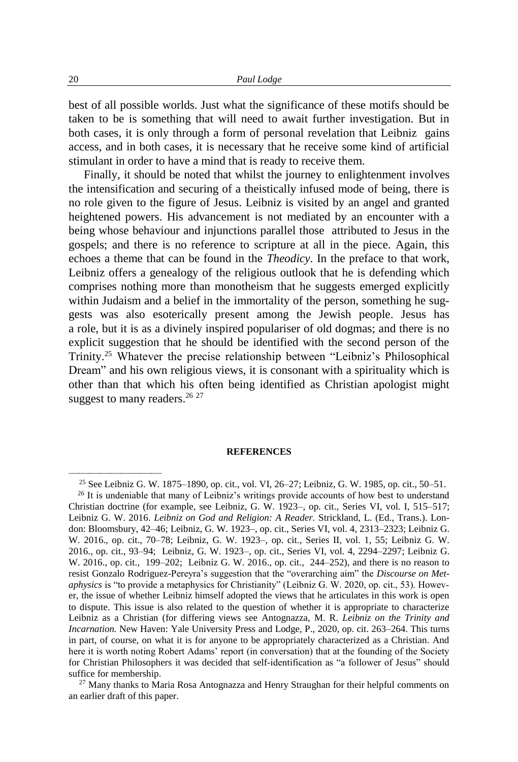best of all possible worlds. Just what the significance of these motifs should be taken to be is something that will need to await further investigation. But in both cases, it is only through a form of personal revelation that Leibniz gains access, and in both cases, it is necessary that he receive some kind of artificial stimulant in order to have a mind that is ready to receive them.

Finally, it should be noted that whilst the journey to enlightenment involves the intensification and securing of a theistically infused mode of being, there is no role given to the figure of Jesus. Leibniz is visited by an angel and granted heightened powers. His advancement is not mediated by an encounter with a being whose behaviour and injunctions parallel those attributed to Jesus in the gospels; and there is no reference to scripture at all in the piece. Again, this echoes a theme that can be found in the *Theodicy*. In the preface to that work, Leibniz offers a genealogy of the religious outlook that he is defending which comprises nothing more than monotheism that he suggests emerged explicitly within Judaism and a belief in the immortality of the person, something he suggests was also esoterically present among the Jewish people. Jesus has a role, but it is as a divinely inspired populariser of old dogmas; and there is no explicit suggestion that he should be identified with the second person of the Trinity.[25] Whatever the precise relationship between "Leibniz's Philosophical Dream" and his own religious views, it is consonant with a spirituality which is other than that which his often being identified as Christian apologist might suggest to many readers.[26] [27]

**REFERENCES**

[25] See Leibniz G. W. 1875–1890, op. cit., vol. VI, 26–27; Leibniz, G. W. 1985, op. cit., 50–51.

[26] It is undeniable that many of Leibniz's writings provide accounts of how best to understand Christian doctrine (for example, see Leibniz, G. W. 1923–, op. cit., Series VI, vol. I, 515–517; Leibniz G. W. 2016. *Leibniz on God and Religion: A Reader.* Strickland, L. (Ed., Trans.). London: Bloomsbury, 42–46; Leibniz, G. W. 1923–, op. cit., Series VI, vol. 4, 2313–2323; Leibniz G. W. 2016., op. cit., 70–78; Leibniz, G. W. 1923–, op. cit., Series II, vol. 1, 55; Leibniz G. W. 2016., op. cit., 93–94; Leibniz, G. W. 1923–, op. cit., Series VI, vol. 4, 2294–2297; Leibniz G. W. 2016., op. cit., 199–202; Leibniz G. W. 2016., op. cit., 244–252), and there is no reason to resist Gonzalo Rodriguez-Pereyra's suggestion that the "overarching aim" the *Discourse on Metaphysics* is "to provide a metaphysics for Christianity" (Leibniz G. W. 2020, op. cit., 53). However, the issue of whether Leibniz himself adopted the views that he articulates in this work is open to dispute. This issue is also related to the question of whether it is appropriate to characterize Leibniz as a Christian (for differing views see Antognazza, M. R. *Leibniz on the Trinity and Incarnation.* New Haven: Yale University Press and Lodge, P., 2020, op. cit. 263–264. This turns in part, of course, on what it is for anyone to be appropriately characterized as a Christian. And here it is worth noting Robert Adams' report (in conversation) that at the founding of the Society for Christian Philosophers it was decided that self-identification as "a follower of Jesus" should suffice for membership.

[27] Many thanks to Maria Rosa Antognazza and Henry Straughan for their helpful comments on an earlier draft of this paper.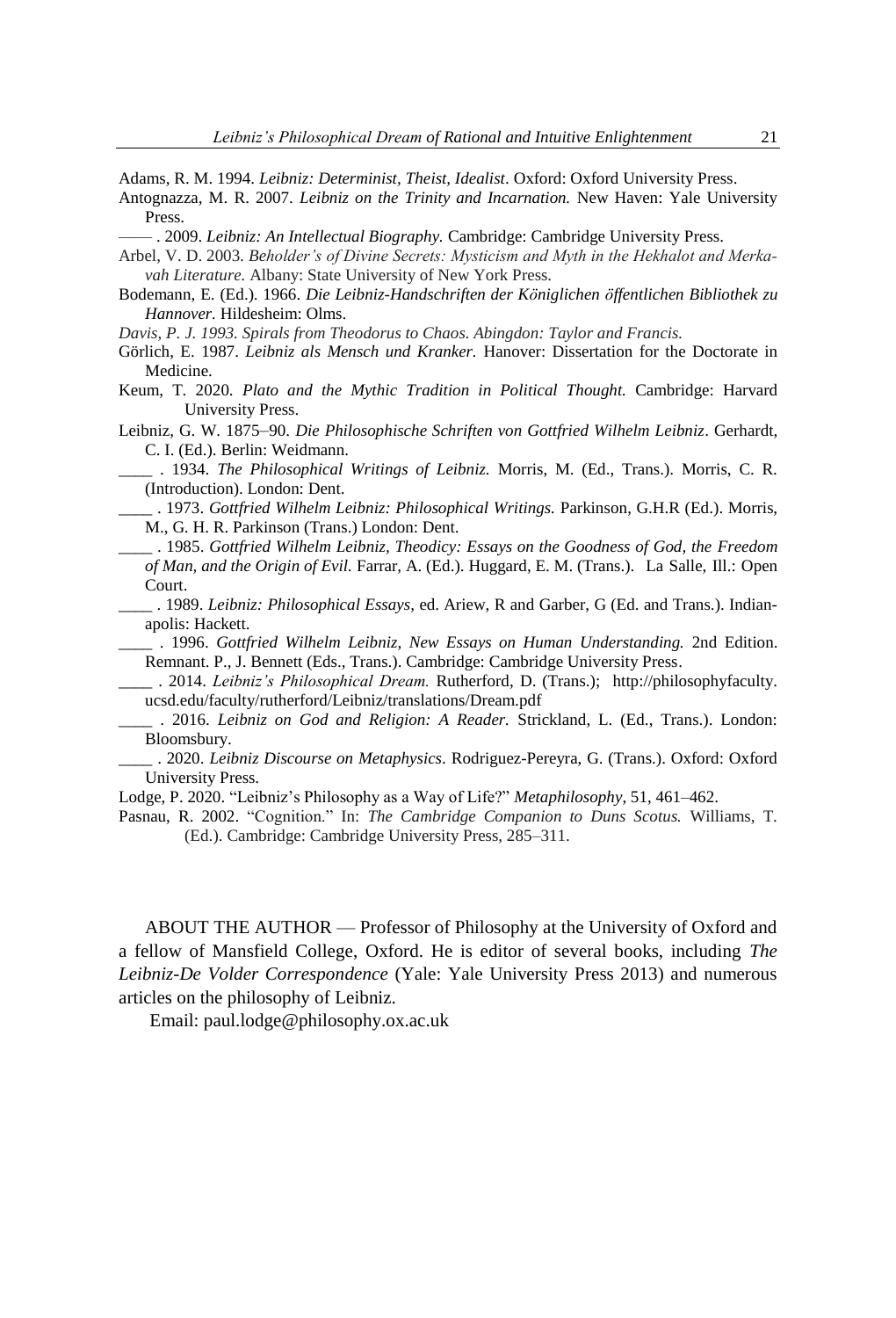Adams, R. M. 1994. *Leibniz: Determinist, Theist, Idealist*. Oxford: Oxford University Press.

Antognazza, M. R. 2007. *Leibniz on the Trinity and Incarnation.* New Haven: Yale University Press.

—— . 2009. *Leibniz: An Intellectual Biography.* Cambridge: Cambridge University Press.

Arbel, V. D. 2003. *Beholder's of Divine Secrets: Mysticism and Myth in the Hekhalot and Merkavah Literature.* Albany: State University of New York Press.

Bodemann, E. (Ed.). 1966. *Die Leibniz-Handschriften der Königlichen öffentlichen Bibliothek zu Hannover.* Hildesheim: Olms.

*Davis, P. J. 1993. Spirals from Theodorus to Chaos. Abingdon: Taylor and Francis.*

Görlich, E. 1987. *Leibniz als Mensch und Kranker.* Hanover: Dissertation for the Doctorate in Medicine.

Keum, T. 2020. *Plato and the Mythic Tradition in Political Thought.* Cambridge: Harvard University Press.

Leibniz, G. W. 1875–90. *Die Philosophische Schriften von Gottfried Wilhelm Leibniz*. Gerhardt, C. I. (Ed.). Berlin: Weidmann.

____ . 1934. *The Philosophical Writings of Leibniz.* Morris, M. (Ed., Trans.). Morris, C. R. (Introduction). London: Dent.

____ . 1973. *Gottfried Wilhelm Leibniz: Philosophical Writings.* Parkinson, G.H.R (Ed.). Morris, M., G. H. R. Parkinson (Trans.) London: Dent.

____ . 1985. *Gottfried Wilhelm Leibniz, Theodicy: Essays on the Goodness of God, the Freedom of Man, and the Origin of Evil.* Farrar, A. (Ed.). Huggard, E. M. (Trans.). La Salle, Ill.: Open Court.

____ . 1989. *Leibniz: Philosophical Essays*, ed. Ariew, R and Garber, G (Ed. and Trans.). Indianapolis: Hackett.

____ . 1996. *Gottfried Wilhelm Leibniz, New Essays on Human Understanding.* 2nd Edition. Remnant. P., J. Bennett (Eds., Trans.). Cambridge: Cambridge University Press.

____ . 2014. *Leibniz's Philosophical Dream.* Rutherford, D. (Trans.); http://philosophyfaculty.ucsd.edu/faculty/rutherford/Leibniz/translations/Dream.pdf

____ . 2016. *Leibniz on God and Religion: A Reader.* Strickland, L. (Ed., Trans.). London: Bloomsbury.

____ . 2020. *Leibniz Discourse on Metaphysics*. Rodriguez-Pereyra, G. (Trans.). Oxford: Oxford University Press.

Lodge, P. 2020. "Leibniz's Philosophy as a Way of Life?" *Metaphilosophy*, 51, 461–462.

Pasnau, R. 2002. "Cognition." In: *The Cambridge Companion to Duns Scotus.* Williams, T. (Ed.). Cambridge: Cambridge University Press, 285–311.

ABOUT THE AUTHOR — Professor of Philosophy at the University of Oxford and a fellow of Mansfield College, Oxford. He is editor of several books, including *The Leibniz-De Volder Correspondence* (Yale: Yale University Press 2013) and numerous articles on the philosophy of Leibniz.

Email: paul.lodge@philosophy.ox.ac.uk